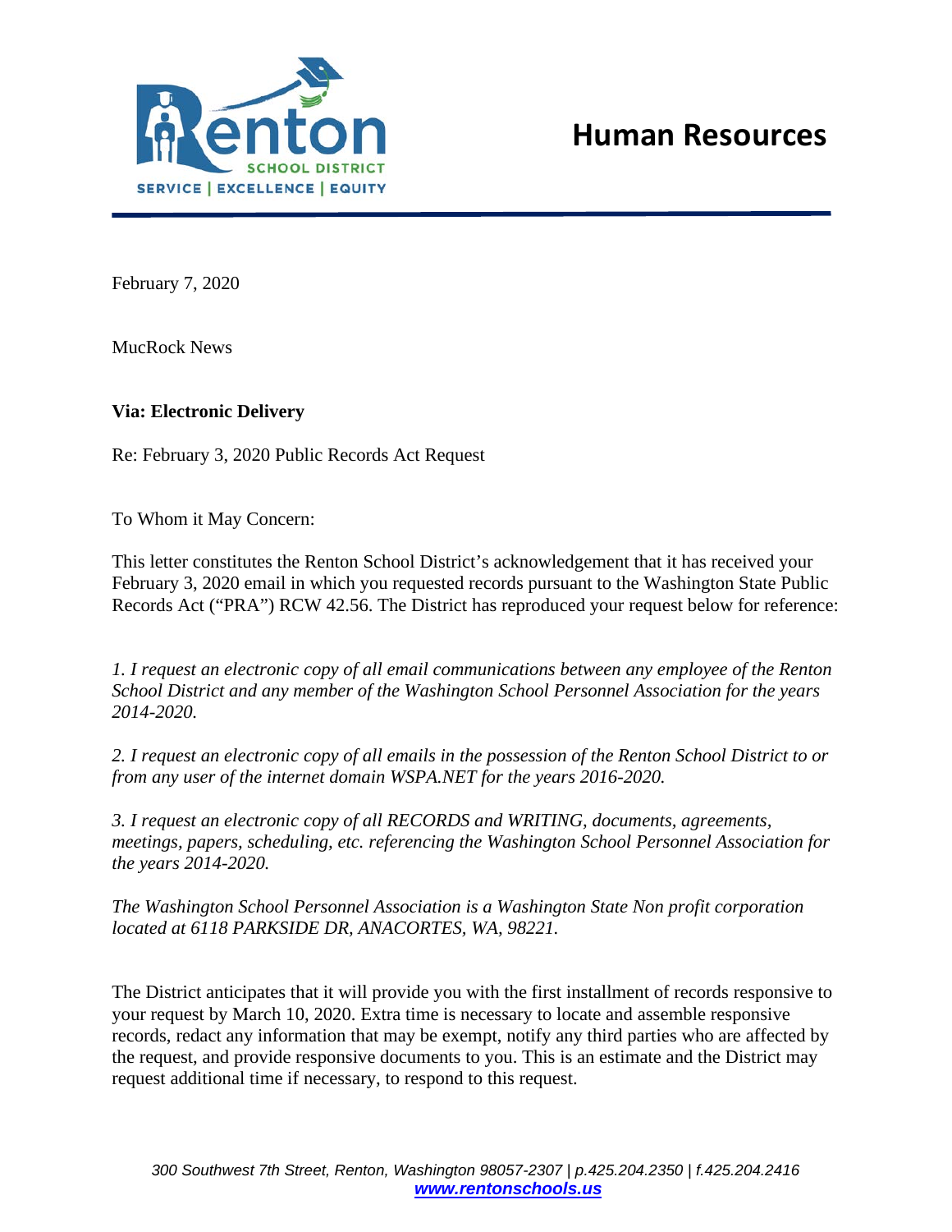# Human Resources

February 7, 2020

MucRock News

**Via: Electronic Delivery**

Re: February 3, 2020 Public Records Act Request

To Whom it May Concern:

This letter constitutes the Renton School District's acknowledgement that it has received your February 3, 2020 email in which you requested records pursuant to the Washington State Public Records Act ("PRA") RCW 42.56. The District has reproduced your request below for reference:

*1. I request an electronic copy of all email communications between any employee of the Renton School District and any member of the Washington School Personnel Association for the years 2014-2020.*

*2. I request an electronic copy of all emails in the possession of the Renton School District to or from any user of the internet domain WSPA.NET for the years 2016-2020.*

*3. I request an electronic copy of all RECORDS and WRITING, documents, agreements, meetings, papers, scheduling, etc. referencing the Washington School Personnel Association for the years 2014-2020.*

*The Washington School Personnel Association is a Washington State Non profit corporation located at 6118 PARKSIDE DR, ANACORTES, WA, 98221.*

The District anticipates that it will provide you with the first installment of records responsive to your request by March 10, 2020. Extra time is necessary to locate and assemble responsive records, redact any information that may be exempt, notify any third parties who are affected by the request, and provide responsive documents to you. This is an estimate and the District may request additional time if necessary, to respond to this request.

*300 Southwest 7th Street, Renton, Washington 98057-2307 | p.425.204.2350 | f.425.204.2416*
***www.rentonschools.us***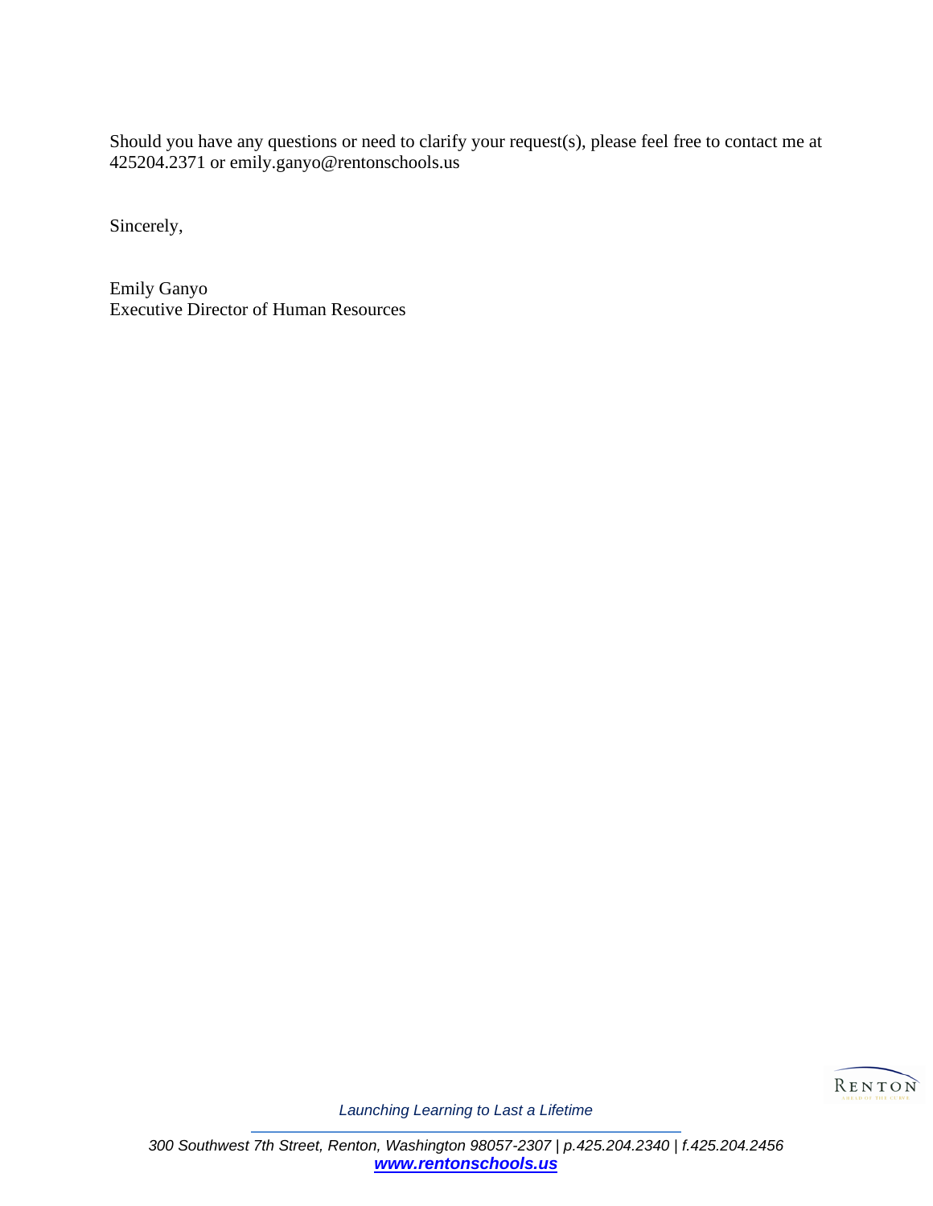Should you have any questions or need to clarify your request(s), please feel free to contact me at 425204.2371 or emily.ganyo@rentonschools.us

Sincerely,

Emily Ganyo
Executive Director of Human Resources